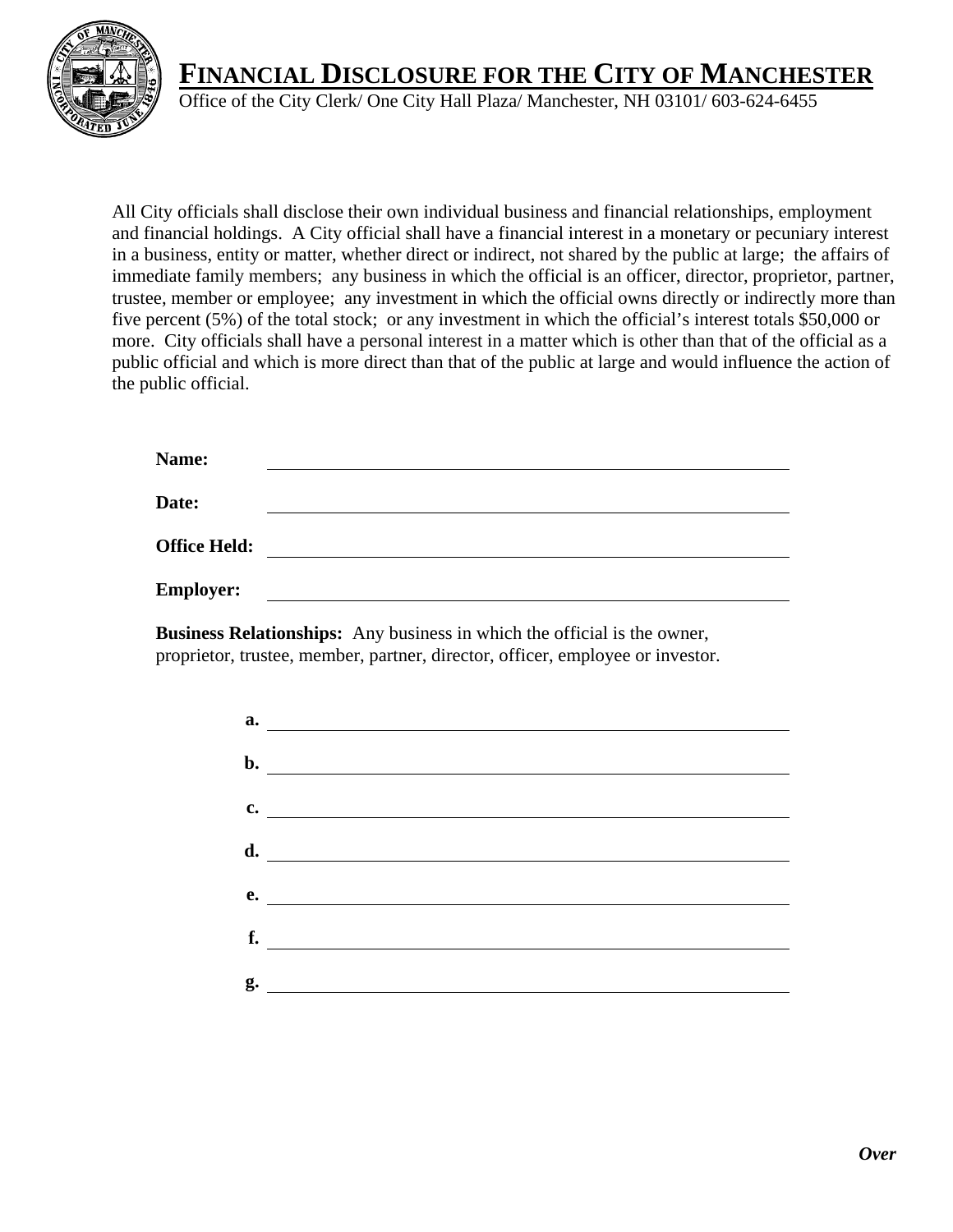# FINANCIAL DISCLOSURE FOR THE CITY OF MANCHESTER

Office of the City Clerk/ One City Hall Plaza/ Manchester, NH 03101/ 603-624-6455

All City officials shall disclose their own individual business and financial relationships, employment and financial holdings. A City official shall have a financial interest in a monetary or pecuniary interest in a business, entity or matter, whether direct or indirect, not shared by the public at large; the affairs of immediate family members; any business in which the official is an officer, director, proprietor, partner, trustee, member or employee; any investment in which the official owns directly or indirectly more than five percent (5%) of the total stock; or any investment in which the official's interest totals $50,000 or more. City officials shall have a personal interest in a matter which is other than that of the official as a public official and which is more direct than that of the public at large and would influence the action of the public official.

**Name:** ______________________________

**Date:** ______________________________

**Office Held:** ______________________________

**Employer:** ______________________________

**Business Relationships:** Any business in which the official is the owner, proprietor, trustee, member, partner, director, officer, employee or investor.

**a.** ______________________________

**b.** ______________________________

**c.** ______________________________

**d.** ______________________________

**e.** ______________________________

**f.** ______________________________

**g.** ______________________________

***Over***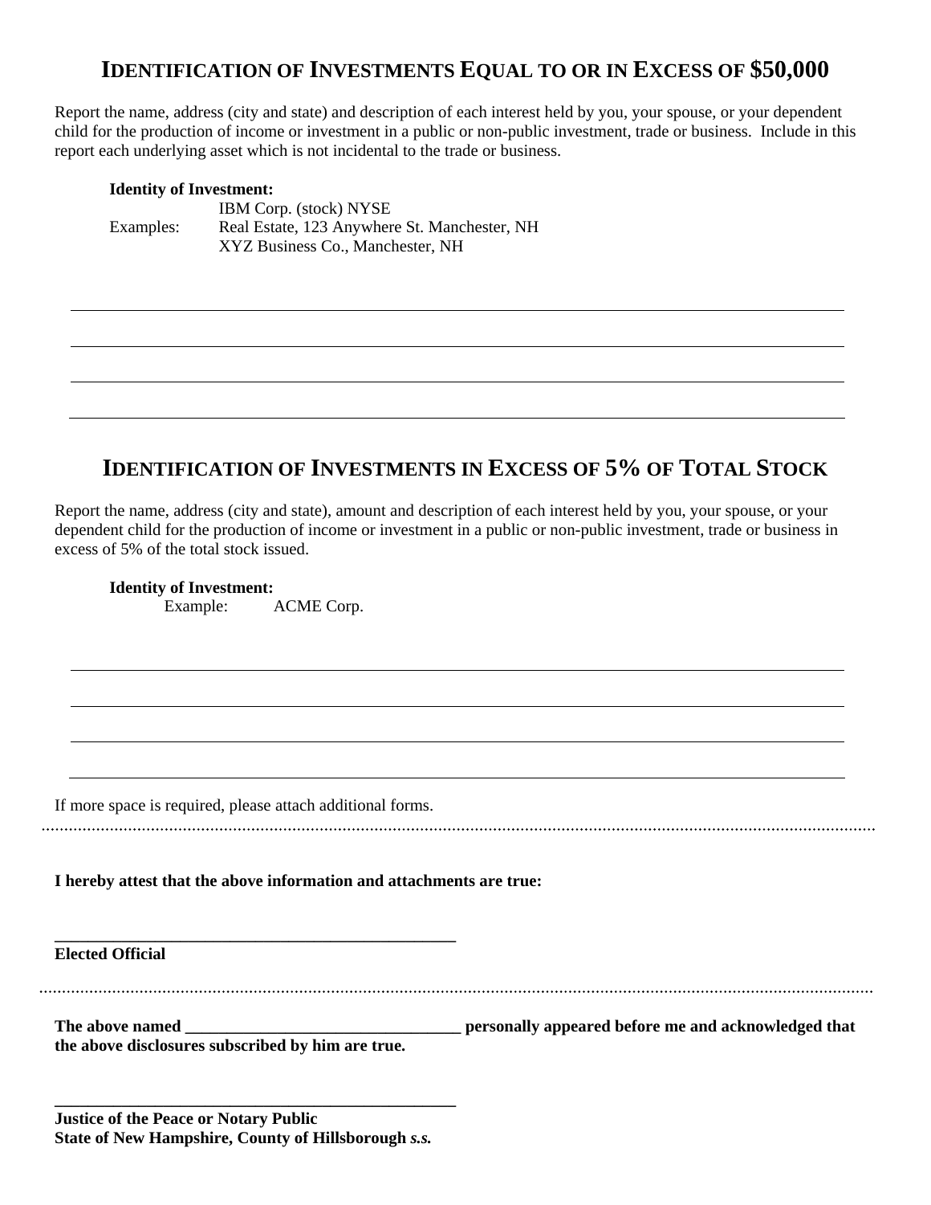## IDENTIFICATION OF INVESTMENTS EQUAL TO OR IN EXCESS OF $50,000

Report the name, address (city and state) and description of each interest held by you, your spouse, or your dependent child for the production of income or investment in a public or non-public investment, trade or business. Include in this report each underlying asset which is not incidental to the trade or business.

**Identity of Investment:**

Examples:
IBM Corp. (stock) NYSE
Real Estate, 123 Anywhere St. Manchester, NH
XYZ Business Co., Manchester, NH

______________________________________________________________________________

______________________________________________________________________________

______________________________________________________________________________

______________________________________________________________________________

## IDENTIFICATION OF INVESTMENTS IN EXCESS OF 5% OF TOTAL STOCK

Report the name, address (city and state), amount and description of each interest held by you, your spouse, or your dependent child for the production of income or investment in a public or non-public investment, trade or business in excess of 5% of the total stock issued.

**Identity of Investment:**

Example: ACME Corp.

______________________________________________________________________________

______________________________________________________________________________

______________________________________________________________________________

______________________________________________________________________________

If more space is required, please attach additional forms.

**I hereby attest that the above information and attachments are true:**

______________________________________________

**Elected Official**

**The above named ________________________________ personally appeared before me and acknowledged that the above disclosures subscribed by him are true.**

______________________________________________

**Justice of the Peace or Notary Public**
**State of New Hampshire, County of Hillsborough *s.s.***